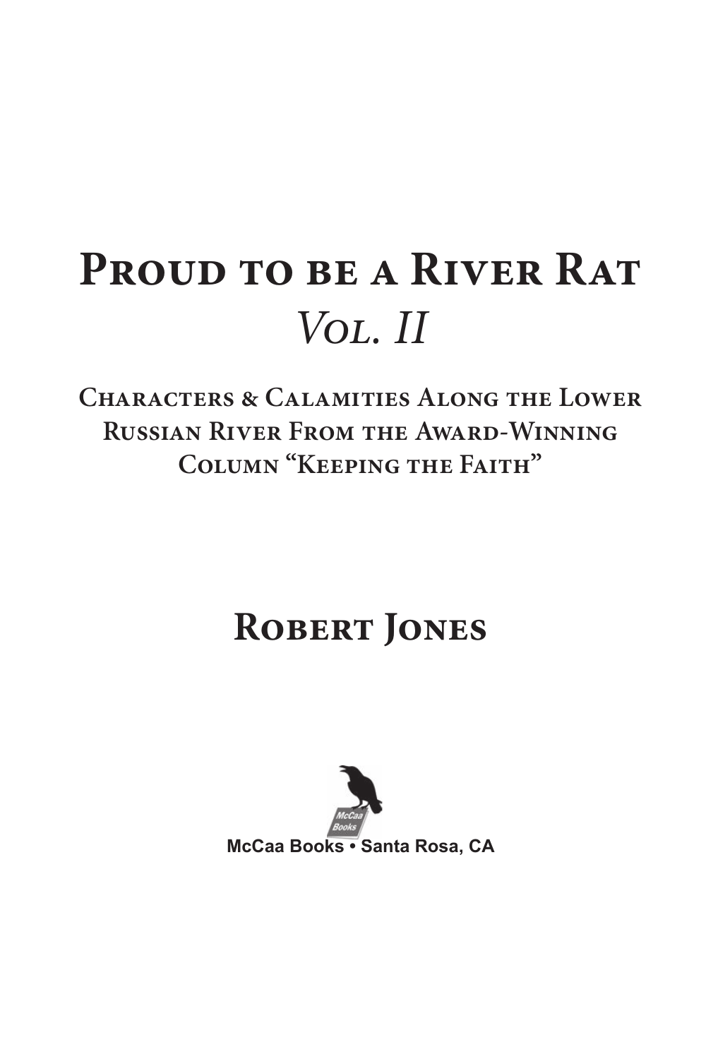# Proud to be a River Rat

## *Vol. II*

### Characters & Calamities Along the Lower Russian River From the Award-Winning Column "Keeping the Faith"

## Robert Jones

McCaa Books • Santa Rosa, CA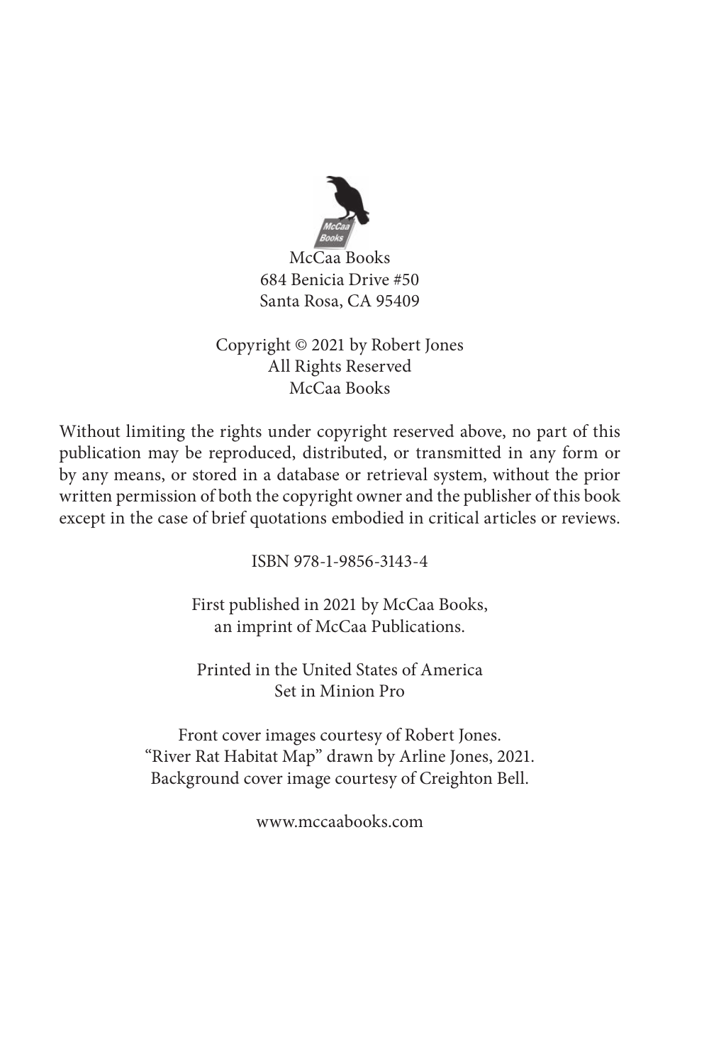McCaa Books
684 Benicia Drive #50
Santa Rosa, CA 95409

Copyright © 2021 by Robert Jones
All Rights Reserved
McCaa Books

Without limiting the rights under copyright reserved above, no part of this publication may be reproduced, distributed, or transmitted in any form or by any means, or stored in a database or retrieval system, without the prior written permission of both the copyright owner and the publisher of this book except in the case of brief quotations embodied in critical articles or reviews.

ISBN 978-1-9856-3143-4

First published in 2021 by McCaa Books,
an imprint of McCaa Publications.

Printed in the United States of America
Set in Minion Pro

Front cover images courtesy of Robert Jones.
"River Rat Habitat Map" drawn by Arline Jones, 2021.
Background cover image courtesy of Creighton Bell.

www.mccaabooks.com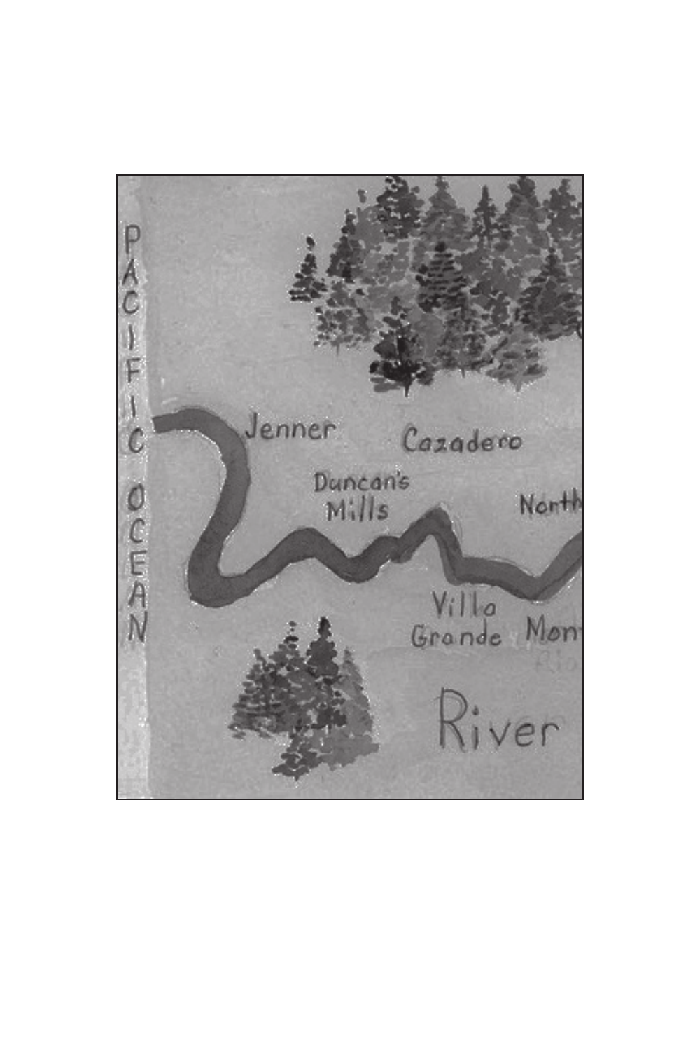PACIFIC OCEAN

Jenner

Cazadero

Duncan's Mills

North

Villa Grande

Mon

River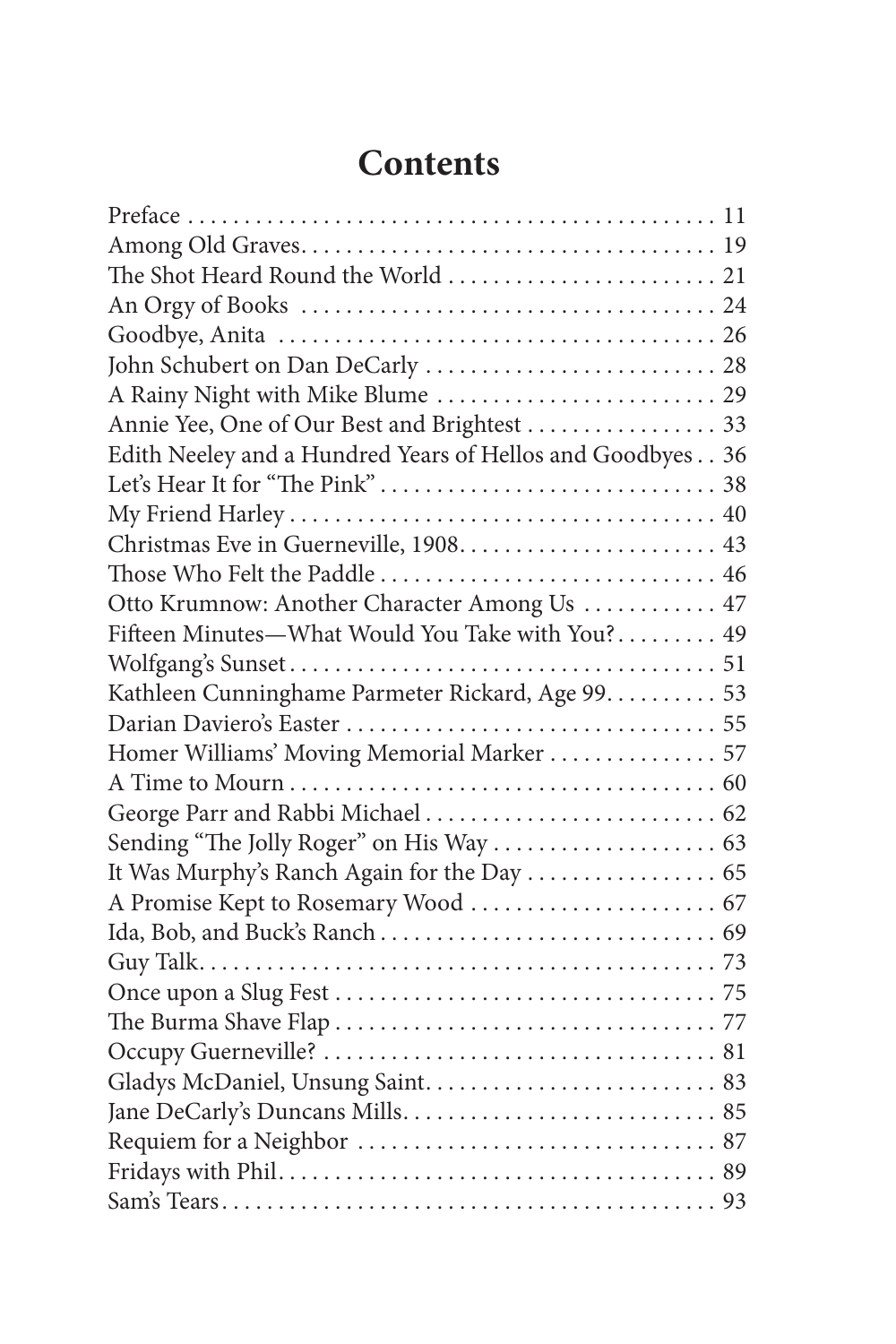# Contents

| | |
|---|---|
| Preface | 11 |
| Among Old Graves | 19 |
| The Shot Heard Round the World | 21 |
| An Orgy of Books | 24 |
| Goodbye, Anita | 26 |
| John Schubert on Dan DeCarly | 28 |
| A Rainy Night with Mike Blume | 29 |
| Annie Yee, One of Our Best and Brightest | 33 |
| Edith Neeley and a Hundred Years of Hellos and Goodbyes | 36 |
| Let's Hear It for "The Pink" | 38 |
| My Friend Harley | 40 |
| Christmas Eve in Guerneville, 1908 | 43 |
| Those Who Felt the Paddle | 46 |
| Otto Krumnow: Another Character Among Us | 47 |
| Fifteen Minutes—What Would You Take with You? | 49 |
| Wolfgang's Sunset | 51 |
| Kathleen Cunninghame Parmeter Rickard, Age 99 | 53 |
| Darian Daviero's Easter | 55 |
| Homer Williams' Moving Memorial Marker | 57 |
| A Time to Mourn | 60 |
| George Parr and Rabbi Michael | 62 |
| Sending "The Jolly Roger" on His Way | 63 |
| It Was Murphy's Ranch Again for the Day | 65 |
| A Promise Kept to Rosemary Wood | 67 |
| Ida, Bob, and Buck's Ranch | 69 |
| Guy Talk | 73 |
| Once upon a Slug Fest | 75 |
| The Burma Shave Flap | 77 |
| Occupy Guerneville? | 81 |
| Gladys McDaniel, Unsung Saint | 83 |
| Jane DeCarly's Duncans Mills | 85 |
| Requiem for a Neighbor | 87 |
| Fridays with Phil | 89 |
| Sam's Tears | 93 |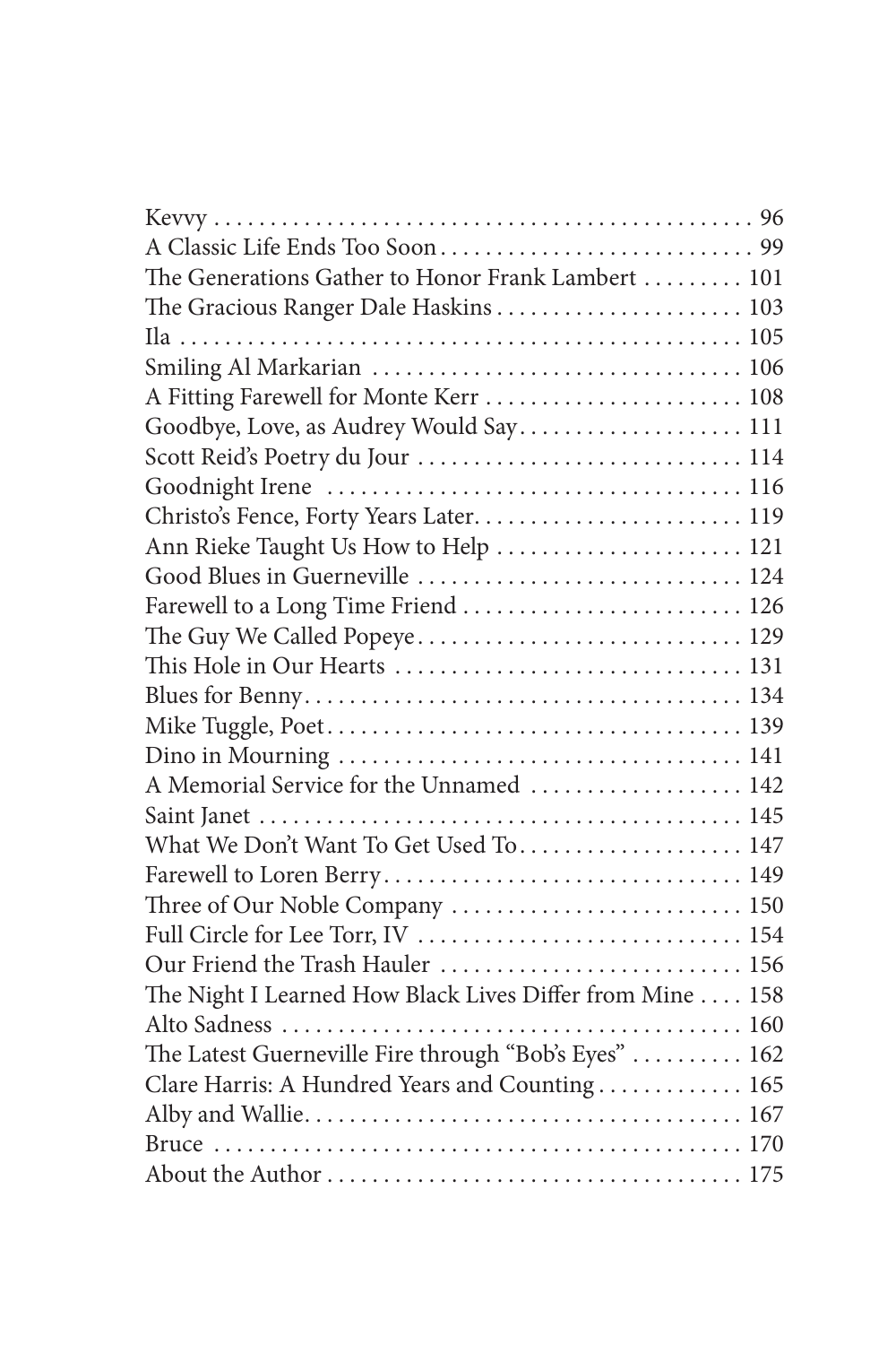Kevvy . . . . . . . . . . . . . . . . . . . . . . . . . . . . . . . . . . . . . . . . . . . . . . . . 96
A Classic Life Ends Too Soon . . . . . . . . . . . . . . . . . . . . . . . . . . . . 99
The Generations Gather to Honor Frank Lambert . . . . . . . . . 101
The Gracious Ranger Dale Haskins . . . . . . . . . . . . . . . . . . . . . . 103
Ila . . . . . . . . . . . . . . . . . . . . . . . . . . . . . . . . . . . . . . . . . . . . . . . . . . . 105
Smiling Al Markarian . . . . . . . . . . . . . . . . . . . . . . . . . . . . . . . . . 106
A Fitting Farewell for Monte Kerr . . . . . . . . . . . . . . . . . . . . . . . 108
Goodbye, Love, as Audrey Would Say . . . . . . . . . . . . . . . . . . . . 111
Scott Reid's Poetry du Jour . . . . . . . . . . . . . . . . . . . . . . . . . . . . . 114
Goodnight Irene . . . . . . . . . . . . . . . . . . . . . . . . . . . . . . . . . . . . . 116
Christo's Fence, Forty Years Later . . . . . . . . . . . . . . . . . . . . . . . . 119
Ann Rieke Taught Us How to Help . . . . . . . . . . . . . . . . . . . . . . 121
Good Blues in Guerneville . . . . . . . . . . . . . . . . . . . . . . . . . . . . . 124
Farewell to a Long Time Friend . . . . . . . . . . . . . . . . . . . . . . . . . 126
The Guy We Called Popeye . . . . . . . . . . . . . . . . . . . . . . . . . . . . . 129
This Hole in Our Hearts . . . . . . . . . . . . . . . . . . . . . . . . . . . . . . . 131
Blues for Benny . . . . . . . . . . . . . . . . . . . . . . . . . . . . . . . . . . . . . . . 134
Mike Tuggle, Poet . . . . . . . . . . . . . . . . . . . . . . . . . . . . . . . . . . . . 139
Dino in Mourning . . . . . . . . . . . . . . . . . . . . . . . . . . . . . . . . . . . . 141
A Memorial Service for the Unnamed . . . . . . . . . . . . . . . . . . . 142
Saint Janet . . . . . . . . . . . . . . . . . . . . . . . . . . . . . . . . . . . . . . . . . . . 145
What We Don't Want To Get Used To . . . . . . . . . . . . . . . . . . . . 147
Farewell to Loren Berry . . . . . . . . . . . . . . . . . . . . . . . . . . . . . . . . 149
Three of Our Noble Company . . . . . . . . . . . . . . . . . . . . . . . . . . 150
Full Circle for Lee Torr, IV . . . . . . . . . . . . . . . . . . . . . . . . . . . . . 154
Our Friend the Trash Hauler . . . . . . . . . . . . . . . . . . . . . . . . . . . 156
The Night I Learned How Black Lives Differ from Mine . . . . 158
Alto Sadness . . . . . . . . . . . . . . . . . . . . . . . . . . . . . . . . . . . . . . . . . 160
The Latest Guerneville Fire through "Bob's Eyes" . . . . . . . . . . 162
Clare Harris: A Hundred Years and Counting . . . . . . . . . . . . . 165
Alby and Wallie . . . . . . . . . . . . . . . . . . . . . . . . . . . . . . . . . . . . . . . 167
Bruce . . . . . . . . . . . . . . . . . . . . . . . . . . . . . . . . . . . . . . . . . . . . . . . 170
About the Author . . . . . . . . . . . . . . . . . . . . . . . . . . . . . . . . . . . . . 175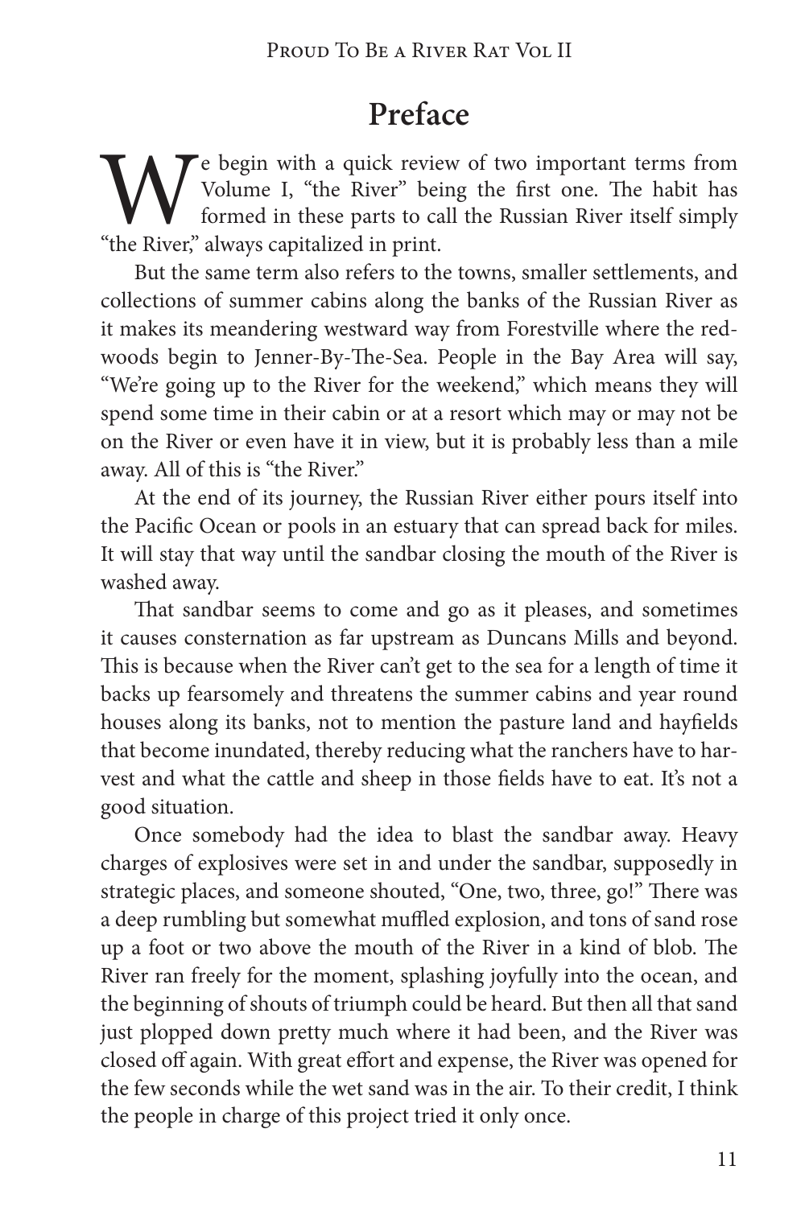# Preface

We begin with a quick review of two important terms from Volume I, "the River" being the first one. The habit has formed in these parts to call the Russian River itself simply "the River," always capitalized in print.

But the same term also refers to the towns, smaller settlements, and collections of summer cabins along the banks of the Russian River as it makes its meandering westward way from Forestville where the redwoods begin to Jenner-By-The-Sea. People in the Bay Area will say, "We're going up to the River for the weekend," which means they will spend some time in their cabin or at a resort which may or may not be on the River or even have it in view, but it is probably less than a mile away. All of this is "the River."

At the end of its journey, the Russian River either pours itself into the Pacific Ocean or pools in an estuary that can spread back for miles. It will stay that way until the sandbar closing the mouth of the River is washed away.

That sandbar seems to come and go as it pleases, and sometimes it causes consternation as far upstream as Duncans Mills and beyond. This is because when the River can't get to the sea for a length of time it backs up fearsomely and threatens the summer cabins and year round houses along its banks, not to mention the pasture land and hayfields that become inundated, thereby reducing what the ranchers have to harvest and what the cattle and sheep in those fields have to eat. It's not a good situation.

Once somebody had the idea to blast the sandbar away. Heavy charges of explosives were set in and under the sandbar, supposedly in strategic places, and someone shouted, "One, two, three, go!" There was a deep rumbling but somewhat muffled explosion, and tons of sand rose up a foot or two above the mouth of the River in a kind of blob. The River ran freely for the moment, splashing joyfully into the ocean, and the beginning of shouts of triumph could be heard. But then all that sand just plopped down pretty much where it had been, and the River was closed off again. With great effort and expense, the River was opened for the few seconds while the wet sand was in the air. To their credit, I think the people in charge of this project tried it only once.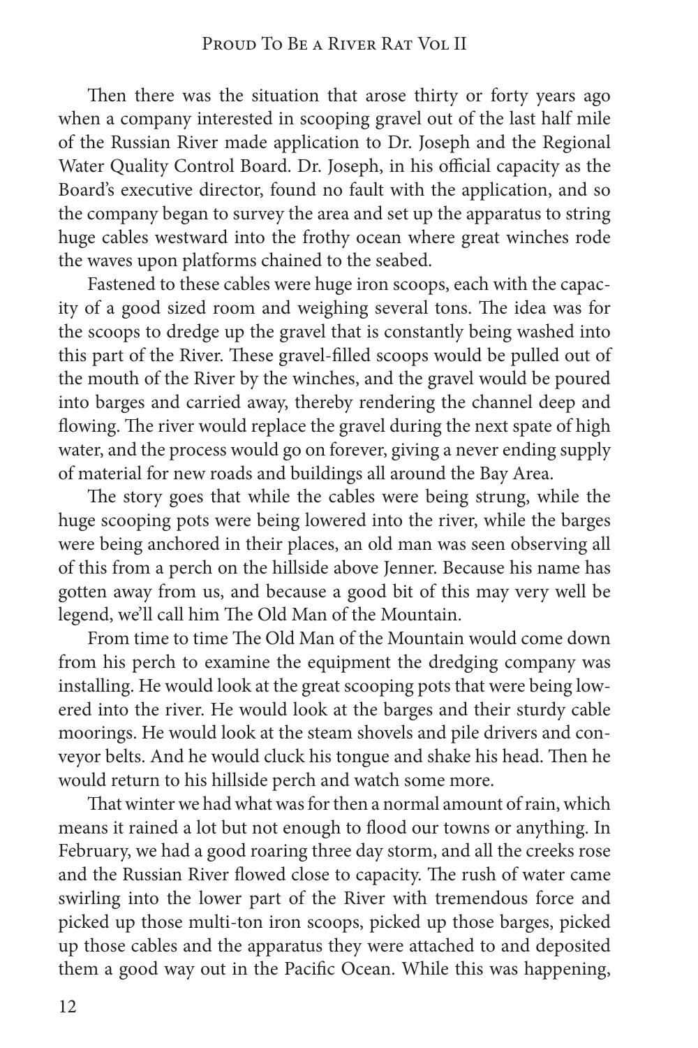Then there was the situation that arose thirty or forty years ago when a company interested in scooping gravel out of the last half mile of the Russian River made application to Dr. Joseph and the Regional Water Quality Control Board. Dr. Joseph, in his official capacity as the Board's executive director, found no fault with the application, and so the company began to survey the area and set up the apparatus to string huge cables westward into the frothy ocean where great winches rode the waves upon platforms chained to the seabed.

Fastened to these cables were huge iron scoops, each with the capacity of a good sized room and weighing several tons. The idea was for the scoops to dredge up the gravel that is constantly being washed into this part of the River. These gravel-filled scoops would be pulled out of the mouth of the River by the winches, and the gravel would be poured into barges and carried away, thereby rendering the channel deep and flowing. The river would replace the gravel during the next spate of high water, and the process would go on forever, giving a never ending supply of material for new roads and buildings all around the Bay Area.

The story goes that while the cables were being strung, while the huge scooping pots were being lowered into the river, while the barges were being anchored in their places, an old man was seen observing all of this from a perch on the hillside above Jenner. Because his name has gotten away from us, and because a good bit of this may very well be legend, we'll call him The Old Man of the Mountain.

From time to time The Old Man of the Mountain would come down from his perch to examine the equipment the dredging company was installing. He would look at the great scooping pots that were being lowered into the river. He would look at the barges and their sturdy cable moorings. He would look at the steam shovels and pile drivers and conveyor belts. And he would cluck his tongue and shake his head. Then he would return to his hillside perch and watch some more.

That winter we had what was for then a normal amount of rain, which means it rained a lot but not enough to flood our towns or anything. In February, we had a good roaring three day storm, and all the creeks rose and the Russian River flowed close to capacity. The rush of water came swirling into the lower part of the River with tremendous force and picked up those multi-ton iron scoops, picked up those barges, picked up those cables and the apparatus they were attached to and deposited them a good way out in the Pacific Ocean. While this was happening,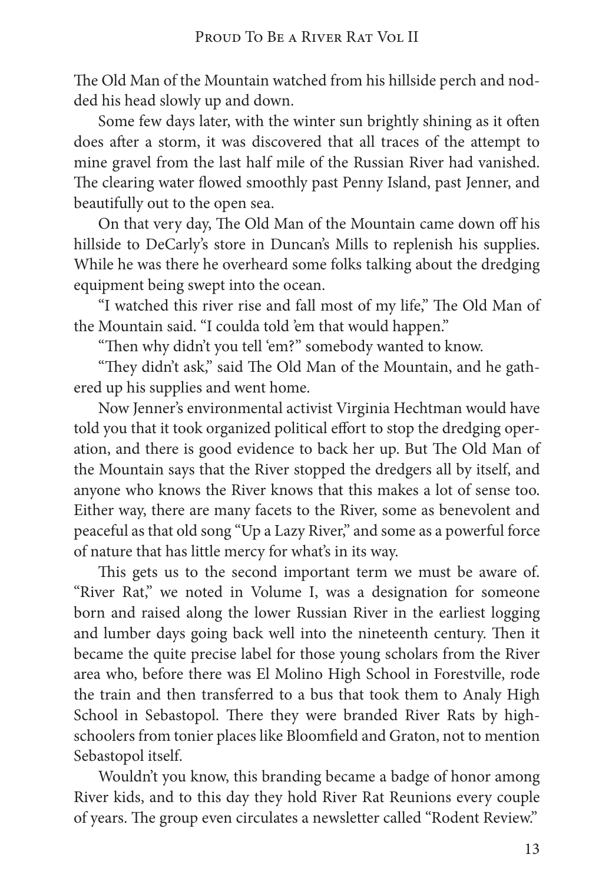The Old Man of the Mountain watched from his hillside perch and nodded his head slowly up and down.

Some few days later, with the winter sun brightly shining as it often does after a storm, it was discovered that all traces of the attempt to mine gravel from the last half mile of the Russian River had vanished. The clearing water flowed smoothly past Penny Island, past Jenner, and beautifully out to the open sea.

On that very day, The Old Man of the Mountain came down off his hillside to DeCarly's store in Duncan's Mills to replenish his supplies. While he was there he overheard some folks talking about the dredging equipment being swept into the ocean.

"I watched this river rise and fall most of my life," The Old Man of the Mountain said. "I coulda told 'em that would happen."

"Then why didn't you tell 'em?" somebody wanted to know.

"They didn't ask," said The Old Man of the Mountain, and he gathered up his supplies and went home.

Now Jenner's environmental activist Virginia Hechtman would have told you that it took organized political effort to stop the dredging operation, and there is good evidence to back her up. But The Old Man of the Mountain says that the River stopped the dredgers all by itself, and anyone who knows the River knows that this makes a lot of sense too. Either way, there are many facets to the River, some as benevolent and peaceful as that old song "Up a Lazy River," and some as a powerful force of nature that has little mercy for what's in its way.

This gets us to the second important term we must be aware of. "River Rat," we noted in Volume I, was a designation for someone born and raised along the lower Russian River in the earliest logging and lumber days going back well into the nineteenth century. Then it became the quite precise label for those young scholars from the River area who, before there was El Molino High School in Forestville, rode the train and then transferred to a bus that took them to Analy High School in Sebastopol. There they were branded River Rats by high-schoolers from tonier places like Bloomfield and Graton, not to mention Sebastopol itself.

Wouldn't you know, this branding became a badge of honor among River kids, and to this day they hold River Rat Reunions every couple of years. The group even circulates a newsletter called "Rodent Review."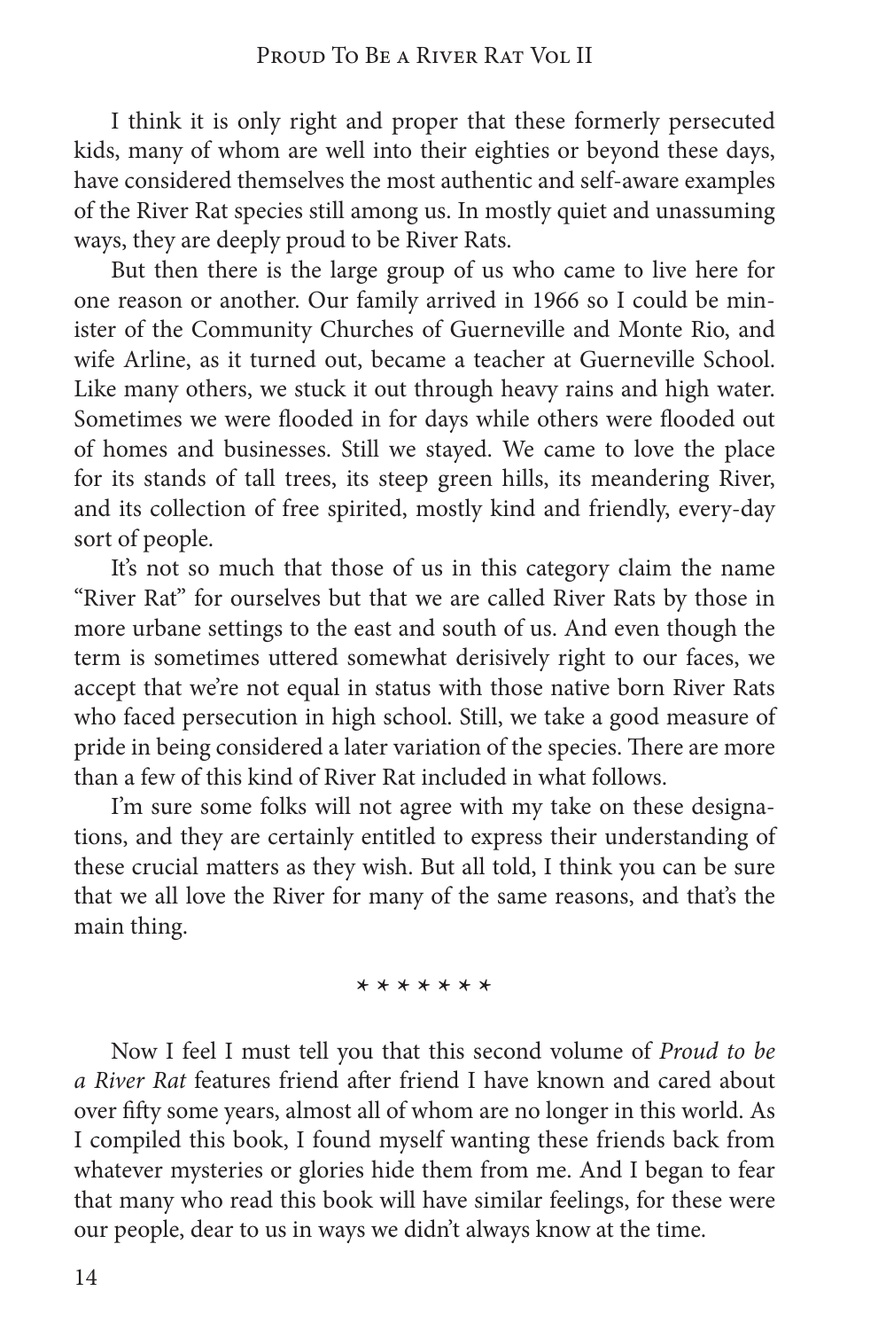I think it is only right and proper that these formerly persecuted kids, many of whom are well into their eighties or beyond these days, have considered themselves the most authentic and self-aware examples of the River Rat species still among us. In mostly quiet and unassuming ways, they are deeply proud to be River Rats.

But then there is the large group of us who came to live here for one reason or another. Our family arrived in 1966 so I could be minister of the Community Churches of Guerneville and Monte Rio, and wife Arline, as it turned out, became a teacher at Guerneville School. Like many others, we stuck it out through heavy rains and high water. Sometimes we were flooded in for days while others were flooded out of homes and businesses. Still we stayed. We came to love the place for its stands of tall trees, its steep green hills, its meandering River, and its collection of free spirited, mostly kind and friendly, every-day sort of people.

It's not so much that those of us in this category claim the name "River Rat" for ourselves but that we are called River Rats by those in more urbane settings to the east and south of us. And even though the term is sometimes uttered somewhat derisively right to our faces, we accept that we're not equal in status with those native born River Rats who faced persecution in high school. Still, we take a good measure of pride in being considered a later variation of the species. There are more than a few of this kind of River Rat included in what follows.

I'm sure some folks will not agree with my take on these designations, and they are certainly entitled to express their understanding of these crucial matters as they wish. But all told, I think you can be sure that we all love the River for many of the same reasons, and that's the main thing.

\* \* \* \* \* \* \*

Now I feel I must tell you that this second volume of *Proud to be a River Rat* features friend after friend I have known and cared about over fifty some years, almost all of whom are no longer in this world. As I compiled this book, I found myself wanting these friends back from whatever mysteries or glories hide them from me. And I began to fear that many who read this book will have similar feelings, for these were our people, dear to us in ways we didn't always know at the time.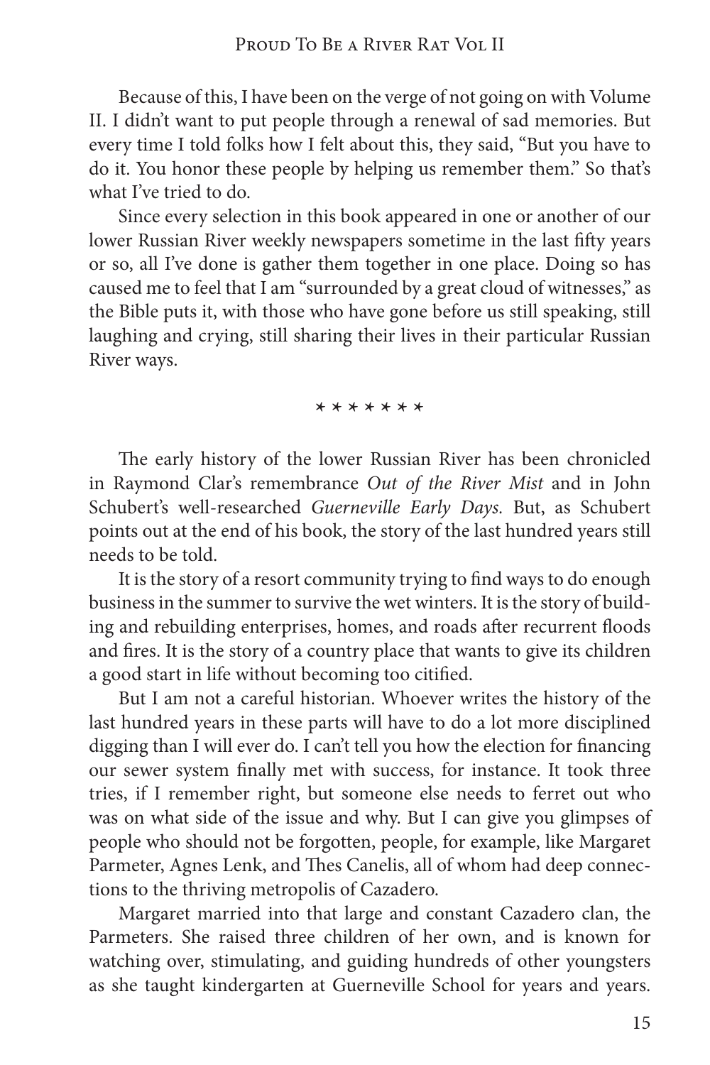Because of this, I have been on the verge of not going on with Volume II. I didn't want to put people through a renewal of sad memories. But every time I told folks how I felt about this, they said, "But you have to do it. You honor these people by helping us remember them." So that's what I've tried to do.

Since every selection in this book appeared in one or another of our lower Russian River weekly newspapers sometime in the last fifty years or so, all I've done is gather them together in one place. Doing so has caused me to feel that I am "surrounded by a great cloud of witnesses," as the Bible puts it, with those who have gone before us still speaking, still laughing and crying, still sharing their lives in their particular Russian River ways.

\* \* \* \* \* \* \*

The early history of the lower Russian River has been chronicled in Raymond Clar's remembrance *Out of the River Mist* and in John Schubert's well-researched *Guerneville Early Days.* But, as Schubert points out at the end of his book, the story of the last hundred years still needs to be told.

It is the story of a resort community trying to find ways to do enough business in the summer to survive the wet winters. It is the story of building and rebuilding enterprises, homes, and roads after recurrent floods and fires. It is the story of a country place that wants to give its children a good start in life without becoming too citified.

But I am not a careful historian. Whoever writes the history of the last hundred years in these parts will have to do a lot more disciplined digging than I will ever do. I can't tell you how the election for financing our sewer system finally met with success, for instance. It took three tries, if I remember right, but someone else needs to ferret out who was on what side of the issue and why. But I can give you glimpses of people who should not be forgotten, people, for example, like Margaret Parmeter, Agnes Lenk, and Thes Canelis, all of whom had deep connections to the thriving metropolis of Cazadero.

Margaret married into that large and constant Cazadero clan, the Parmeters. She raised three children of her own, and is known for watching over, stimulating, and guiding hundreds of other youngsters as she taught kindergarten at Guerneville School for years and years.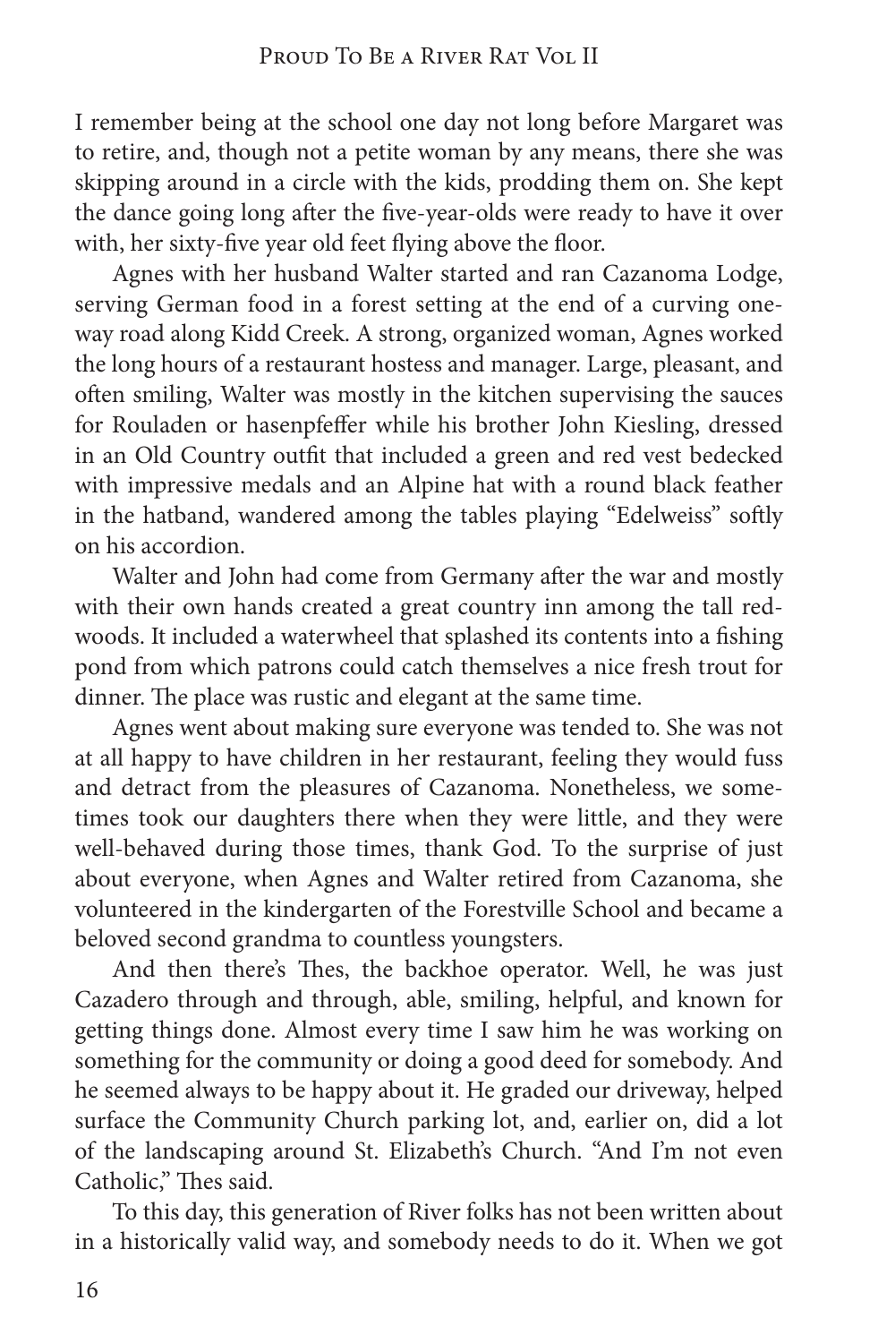I remember being at the school one day not long before Margaret was to retire, and, though not a petite woman by any means, there she was skipping around in a circle with the kids, prodding them on. She kept the dance going long after the five-year-olds were ready to have it over with, her sixty-five year old feet flying above the floor.

Agnes with her husband Walter started and ran Cazanoma Lodge, serving German food in a forest setting at the end of a curving one-way road along Kidd Creek. A strong, organized woman, Agnes worked the long hours of a restaurant hostess and manager. Large, pleasant, and often smiling, Walter was mostly in the kitchen supervising the sauces for Rouladen or hasenpfeffer while his brother John Kiesling, dressed in an Old Country outfit that included a green and red vest bedecked with impressive medals and an Alpine hat with a round black feather in the hatband, wandered among the tables playing "Edelweiss" softly on his accordion.

Walter and John had come from Germany after the war and mostly with their own hands created a great country inn among the tall redwoods. It included a waterwheel that splashed its contents into a fishing pond from which patrons could catch themselves a nice fresh trout for dinner. The place was rustic and elegant at the same time.

Agnes went about making sure everyone was tended to. She was not at all happy to have children in her restaurant, feeling they would fuss and detract from the pleasures of Cazanoma. Nonetheless, we sometimes took our daughters there when they were little, and they were well-behaved during those times, thank God. To the surprise of just about everyone, when Agnes and Walter retired from Cazanoma, she volunteered in the kindergarten of the Forestville School and became a beloved second grandma to countless youngsters.

And then there's Thes, the backhoe operator. Well, he was just Cazadero through and through, able, smiling, helpful, and known for getting things done. Almost every time I saw him he was working on something for the community or doing a good deed for somebody. And he seemed always to be happy about it. He graded our driveway, helped surface the Community Church parking lot, and, earlier on, did a lot of the landscaping around St. Elizabeth's Church. "And I'm not even Catholic," Thes said.

To this day, this generation of River folks has not been written about in a historically valid way, and somebody needs to do it. When we got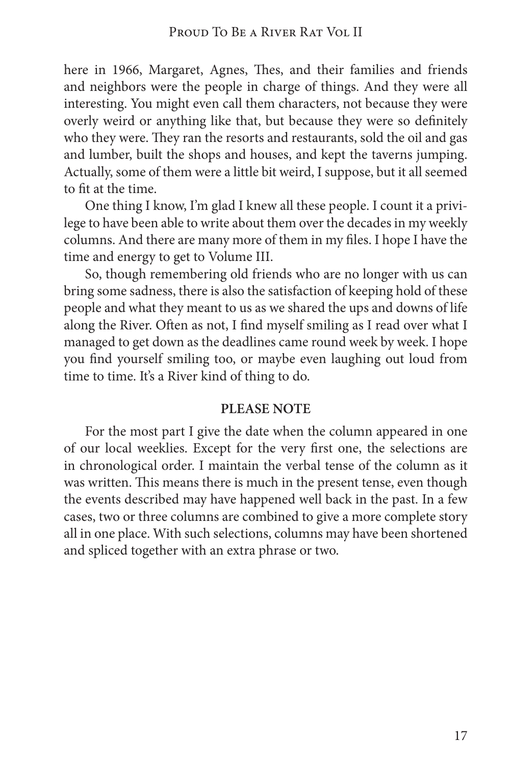here in 1966, Margaret, Agnes, Thes, and their families and friends and neighbors were the people in charge of things. And they were all interesting. You might even call them characters, not because they were overly weird or anything like that, but because they were so definitely who they were. They ran the resorts and restaurants, sold the oil and gas and lumber, built the shops and houses, and kept the taverns jumping. Actually, some of them were a little bit weird, I suppose, but it all seemed to fit at the time.

One thing I know, I'm glad I knew all these people. I count it a privilege to have been able to write about them over the decades in my weekly columns. And there are many more of them in my files. I hope I have the time and energy to get to Volume III.

So, though remembering old friends who are no longer with us can bring some sadness, there is also the satisfaction of keeping hold of these people and what they meant to us as we shared the ups and downs of life along the River. Often as not, I find myself smiling as I read over what I managed to get down as the deadlines came round week by week. I hope you find yourself smiling too, or maybe even laughing out loud from time to time. It's a River kind of thing to do.

**PLEASE NOTE**

For the most part I give the date when the column appeared in one of our local weeklies. Except for the very first one, the selections are in chronological order. I maintain the verbal tense of the column as it was written. This means there is much in the present tense, even though the events described may have happened well back in the past. In a few cases, two or three columns are combined to give a more complete story all in one place. With such selections, columns may have been shortened and spliced together with an extra phrase or two.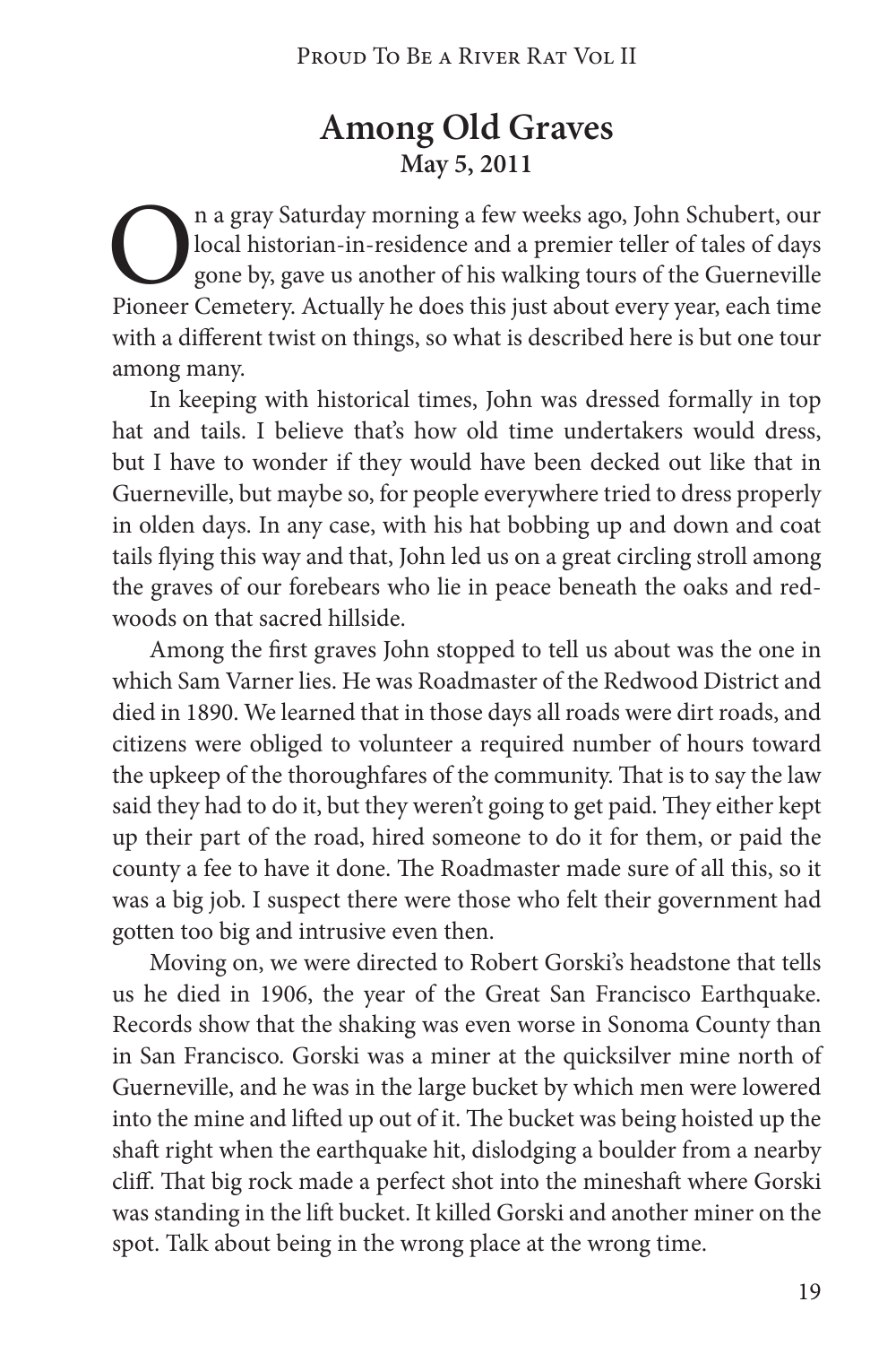# Among Old Graves

**May 5, 2011**

On a gray Saturday morning a few weeks ago, John Schubert, our local historian-in-residence and a premier teller of tales of days gone by, gave us another of his walking tours of the Guerneville Pioneer Cemetery. Actually he does this just about every year, each time with a different twist on things, so what is described here is but one tour among many.

In keeping with historical times, John was dressed formally in top hat and tails. I believe that's how old time undertakers would dress, but I have to wonder if they would have been decked out like that in Guerneville, but maybe so, for people everywhere tried to dress properly in olden days. In any case, with his hat bobbing up and down and coat tails flying this way and that, John led us on a great circling stroll among the graves of our forebears who lie in peace beneath the oaks and redwoods on that sacred hillside.

Among the first graves John stopped to tell us about was the one in which Sam Varner lies. He was Roadmaster of the Redwood District and died in 1890. We learned that in those days all roads were dirt roads, and citizens were obliged to volunteer a required number of hours toward the upkeep of the thoroughfares of the community. That is to say the law said they had to do it, but they weren't going to get paid. They either kept up their part of the road, hired someone to do it for them, or paid the county a fee to have it done. The Roadmaster made sure of all this, so it was a big job. I suspect there were those who felt their government had gotten too big and intrusive even then.

Moving on, we were directed to Robert Gorski's headstone that tells us he died in 1906, the year of the Great San Francisco Earthquake. Records show that the shaking was even worse in Sonoma County than in San Francisco. Gorski was a miner at the quicksilver mine north of Guerneville, and he was in the large bucket by which men were lowered into the mine and lifted up out of it. The bucket was being hoisted up the shaft right when the earthquake hit, dislodging a boulder from a nearby cliff. That big rock made a perfect shot into the mineshaft where Gorski was standing in the lift bucket. It killed Gorski and another miner on the spot. Talk about being in the wrong place at the wrong time.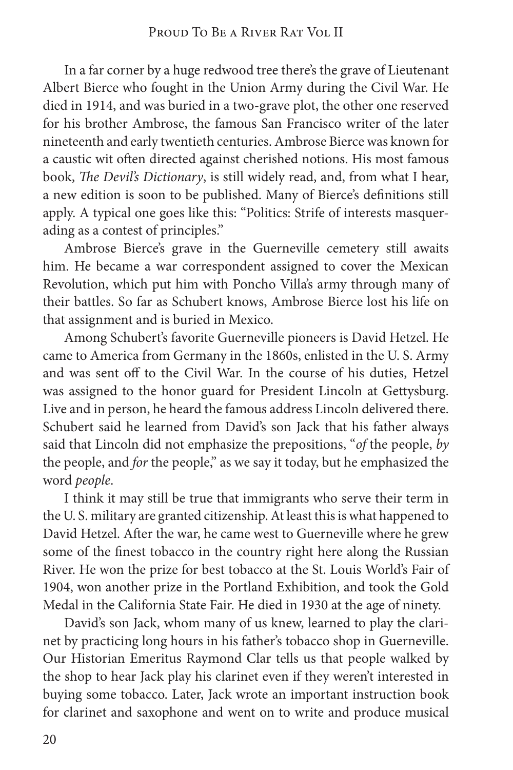In a far corner by a huge redwood tree there's the grave of Lieutenant Albert Bierce who fought in the Union Army during the Civil War. He died in 1914, and was buried in a two-grave plot, the other one reserved for his brother Ambrose, the famous San Francisco writer of the later nineteenth and early twentieth centuries. Ambrose Bierce was known for a caustic wit often directed against cherished notions. His most famous book, *The Devil's Dictionary*, is still widely read, and, from what I hear, a new edition is soon to be published. Many of Bierce's definitions still apply. A typical one goes like this: "Politics: Strife of interests masquerading as a contest of principles."

Ambrose Bierce's grave in the Guerneville cemetery still awaits him. He became a war correspondent assigned to cover the Mexican Revolution, which put him with Poncho Villa's army through many of their battles. So far as Schubert knows, Ambrose Bierce lost his life on that assignment and is buried in Mexico.

Among Schubert's favorite Guerneville pioneers is David Hetzel. He came to America from Germany in the 1860s, enlisted in the U. S. Army and was sent off to the Civil War. In the course of his duties, Hetzel was assigned to the honor guard for President Lincoln at Gettysburg. Live and in person, he heard the famous address Lincoln delivered there. Schubert said he learned from David's son Jack that his father always said that Lincoln did not emphasize the prepositions, "*of* the people, *by* the people, and *for* the people," as we say it today, but he emphasized the word *people*.

I think it may still be true that immigrants who serve their term in the U. S. military are granted citizenship. At least this is what happened to David Hetzel. After the war, he came west to Guerneville where he grew some of the finest tobacco in the country right here along the Russian River. He won the prize for best tobacco at the St. Louis World's Fair of 1904, won another prize in the Portland Exhibition, and took the Gold Medal in the California State Fair. He died in 1930 at the age of ninety.

David's son Jack, whom many of us knew, learned to play the clarinet by practicing long hours in his father's tobacco shop in Guerneville. Our Historian Emeritus Raymond Clar tells us that people walked by the shop to hear Jack play his clarinet even if they weren't interested in buying some tobacco. Later, Jack wrote an important instruction book for clarinet and saxophone and went on to write and produce musical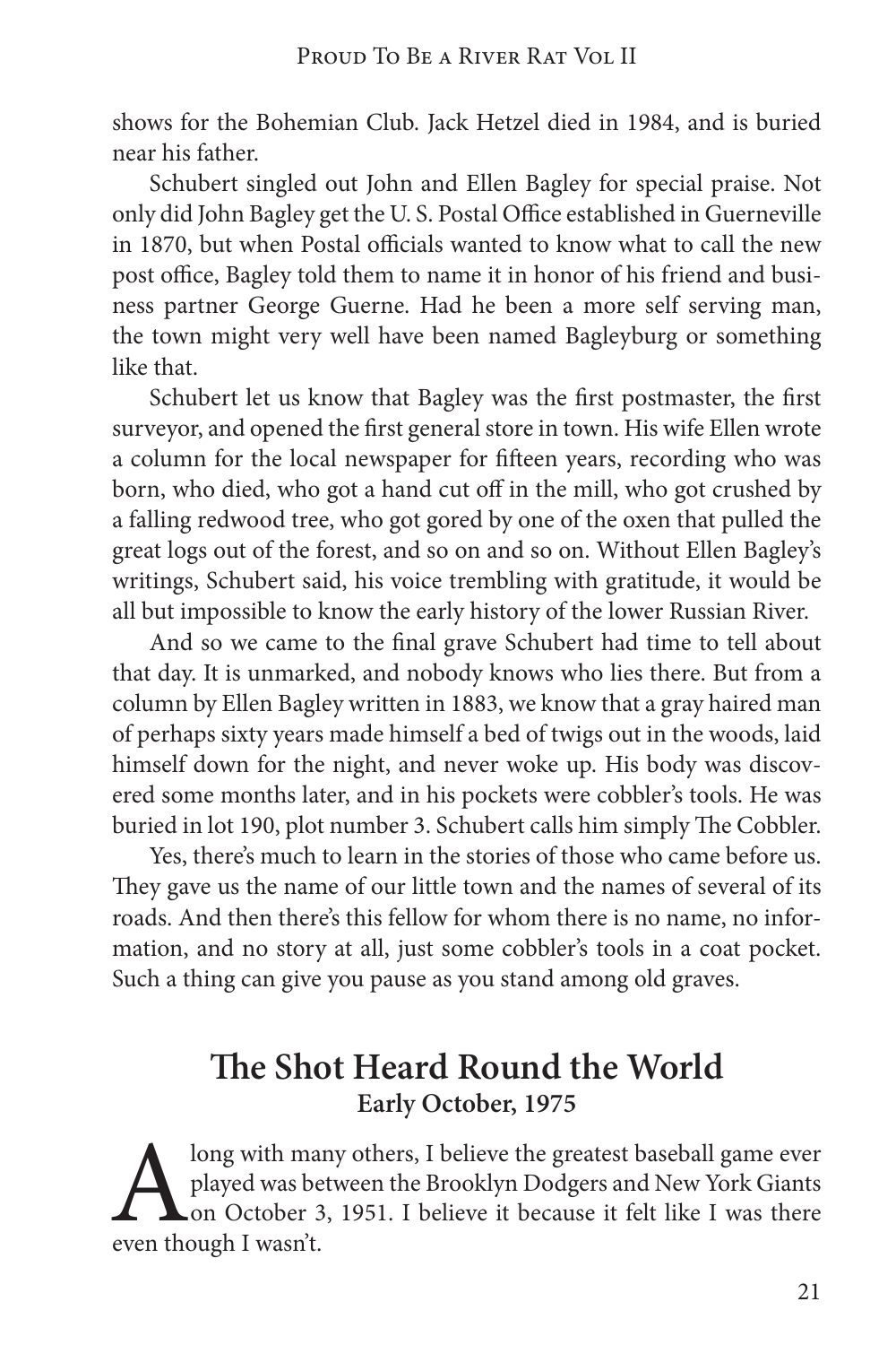shows for the Bohemian Club. Jack Hetzel died in 1984, and is buried near his father.

Schubert singled out John and Ellen Bagley for special praise. Not only did John Bagley get the U. S. Postal Office established in Guerneville in 1870, but when Postal officials wanted to know what to call the new post office, Bagley told them to name it in honor of his friend and business partner George Guerne. Had he been a more self serving man, the town might very well have been named Bagleyburg or something like that.

Schubert let us know that Bagley was the first postmaster, the first surveyor, and opened the first general store in town. His wife Ellen wrote a column for the local newspaper for fifteen years, recording who was born, who died, who got a hand cut off in the mill, who got crushed by a falling redwood tree, who got gored by one of the oxen that pulled the great logs out of the forest, and so on and so on. Without Ellen Bagley's writings, Schubert said, his voice trembling with gratitude, it would be all but impossible to know the early history of the lower Russian River.

And so we came to the final grave Schubert had time to tell about that day. It is unmarked, and nobody knows who lies there. But from a column by Ellen Bagley written in 1883, we know that a gray haired man of perhaps sixty years made himself a bed of twigs out in the woods, laid himself down for the night, and never woke up. His body was discovered some months later, and in his pockets were cobbler's tools. He was buried in lot 190, plot number 3. Schubert calls him simply The Cobbler.

Yes, there's much to learn in the stories of those who came before us. They gave us the name of our little town and the names of several of its roads. And then there's this fellow for whom there is no name, no information, and no story at all, just some cobbler's tools in a coat pocket. Such a thing can give you pause as you stand among old graves.

## The Shot Heard Round the World

**Early October, 1975**

Along with many others, I believe the greatest baseball game ever played was between the Brooklyn Dodgers and New York Giants on October 3, 1951. I believe it because it felt like I was there even though I wasn't.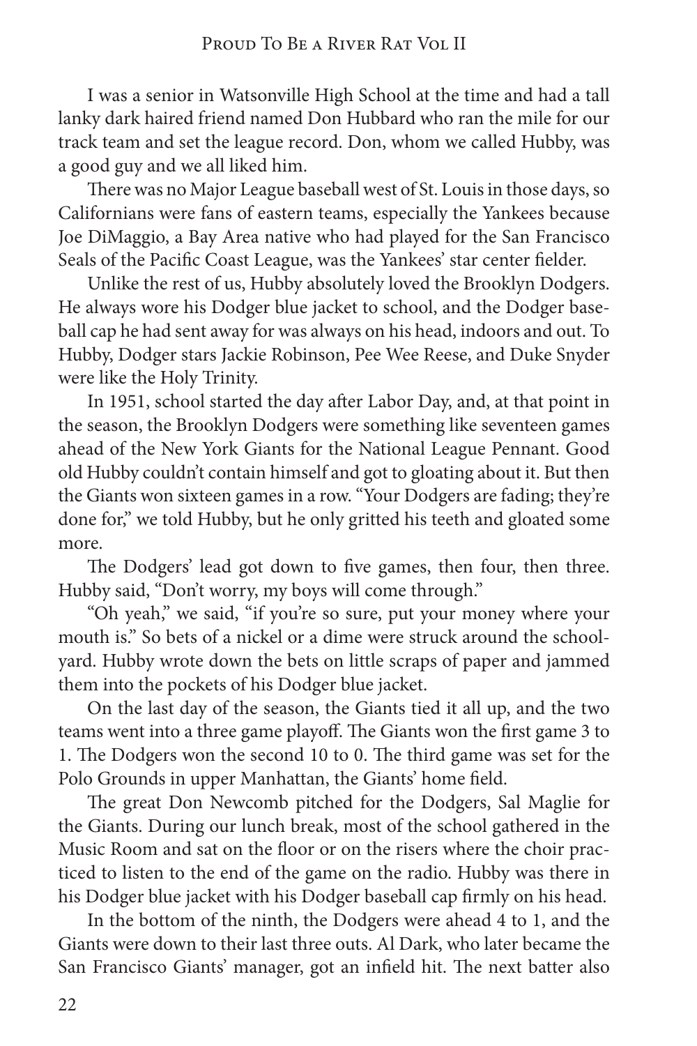I was a senior in Watsonville High School at the time and had a tall lanky dark haired friend named Don Hubbard who ran the mile for our track team and set the league record. Don, whom we called Hubby, was a good guy and we all liked him.

There was no Major League baseball west of St. Louis in those days, so Californians were fans of eastern teams, especially the Yankees because Joe DiMaggio, a Bay Area native who had played for the San Francisco Seals of the Pacific Coast League, was the Yankees' star center fielder.

Unlike the rest of us, Hubby absolutely loved the Brooklyn Dodgers. He always wore his Dodger blue jacket to school, and the Dodger baseball cap he had sent away for was always on his head, indoors and out. To Hubby, Dodger stars Jackie Robinson, Pee Wee Reese, and Duke Snyder were like the Holy Trinity.

In 1951, school started the day after Labor Day, and, at that point in the season, the Brooklyn Dodgers were something like seventeen games ahead of the New York Giants for the National League Pennant. Good old Hubby couldn't contain himself and got to gloating about it. But then the Giants won sixteen games in a row. "Your Dodgers are fading; they're done for," we told Hubby, but he only gritted his teeth and gloated some more.

The Dodgers' lead got down to five games, then four, then three. Hubby said, "Don't worry, my boys will come through."

"Oh yeah," we said, "if you're so sure, put your money where your mouth is." So bets of a nickel or a dime were struck around the schoolyard. Hubby wrote down the bets on little scraps of paper and jammed them into the pockets of his Dodger blue jacket.

On the last day of the season, the Giants tied it all up, and the two teams went into a three game playoff. The Giants won the first game 3 to 1. The Dodgers won the second 10 to 0. The third game was set for the Polo Grounds in upper Manhattan, the Giants' home field.

The great Don Newcomb pitched for the Dodgers, Sal Maglie for the Giants. During our lunch break, most of the school gathered in the Music Room and sat on the floor or on the risers where the choir practiced to listen to the end of the game on the radio. Hubby was there in his Dodger blue jacket with his Dodger baseball cap firmly on his head.

In the bottom of the ninth, the Dodgers were ahead 4 to 1, and the Giants were down to their last three outs. Al Dark, who later became the San Francisco Giants' manager, got an infield hit. The next batter also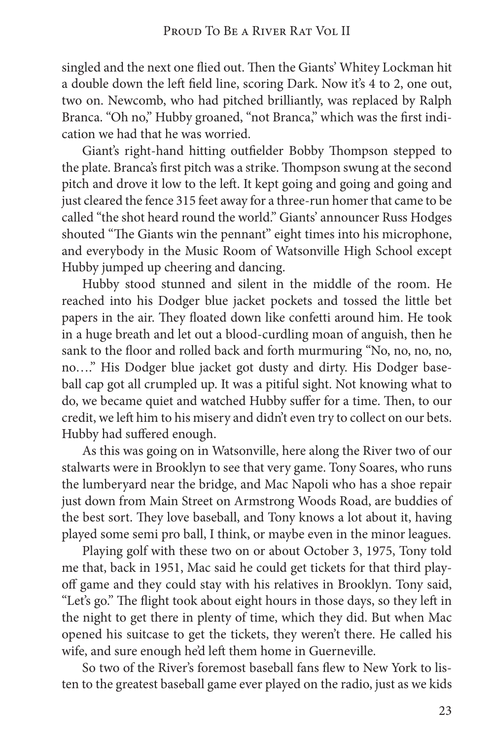singled and the next one flied out. Then the Giants' Whitey Lockman hit a double down the left field line, scoring Dark. Now it's 4 to 2, one out, two on. Newcomb, who had pitched brilliantly, was replaced by Ralph Branca. "Oh no," Hubby groaned, "not Branca," which was the first indication we had that he was worried.

Giant's right-hand hitting outfielder Bobby Thompson stepped to the plate. Branca's first pitch was a strike. Thompson swung at the second pitch and drove it low to the left. It kept going and going and going and just cleared the fence 315 feet away for a three-run homer that came to be called "the shot heard round the world." Giants' announcer Russ Hodges shouted "The Giants win the pennant" eight times into his microphone, and everybody in the Music Room of Watsonville High School except Hubby jumped up cheering and dancing.

Hubby stood stunned and silent in the middle of the room. He reached into his Dodger blue jacket pockets and tossed the little bet papers in the air. They floated down like confetti around him. He took in a huge breath and let out a blood-curdling moan of anguish, then he sank to the floor and rolled back and forth murmuring "No, no, no, no, no…." His Dodger blue jacket got dusty and dirty. His Dodger baseball cap got all crumpled up. It was a pitiful sight. Not knowing what to do, we became quiet and watched Hubby suffer for a time. Then, to our credit, we left him to his misery and didn't even try to collect on our bets. Hubby had suffered enough.

As this was going on in Watsonville, here along the River two of our stalwarts were in Brooklyn to see that very game. Tony Soares, who runs the lumberyard near the bridge, and Mac Napoli who has a shoe repair just down from Main Street on Armstrong Woods Road, are buddies of the best sort. They love baseball, and Tony knows a lot about it, having played some semi pro ball, I think, or maybe even in the minor leagues.

Playing golf with these two on or about October 3, 1975, Tony told me that, back in 1951, Mac said he could get tickets for that third playoff game and they could stay with his relatives in Brooklyn. Tony said, "Let's go." The flight took about eight hours in those days, so they left in the night to get there in plenty of time, which they did. But when Mac opened his suitcase to get the tickets, they weren't there. He called his wife, and sure enough he'd left them home in Guerneville.

So two of the River's foremost baseball fans flew to New York to listen to the greatest baseball game ever played on the radio, just as we kids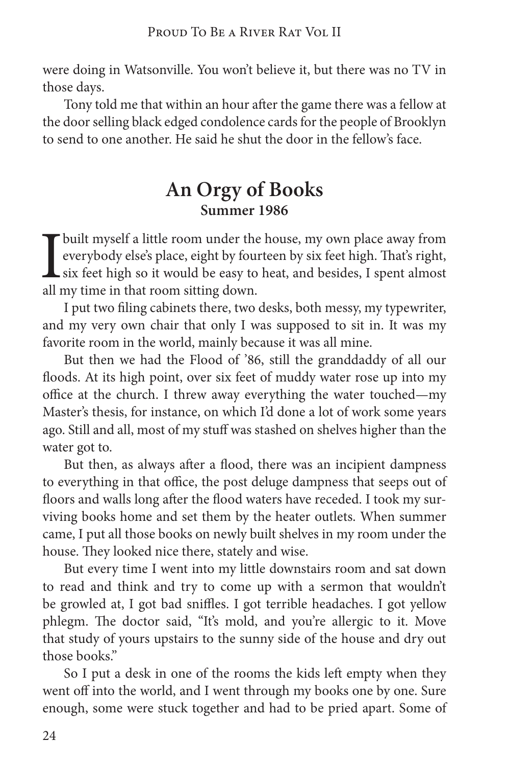were doing in Watsonville. You won't believe it, but there was no TV in those days.

Tony told me that within an hour after the game there was a fellow at the door selling black edged condolence cards for the people of Brooklyn to send to one another. He said he shut the door in the fellow's face.

## An Orgy of Books

**Summer 1986**

I built myself a little room under the house, my own place away from everybody else's place, eight by fourteen by six feet high. That's right, six feet high so it would be easy to heat, and besides, I spent almost all my time in that room sitting down.

I put two filing cabinets there, two desks, both messy, my typewriter, and my very own chair that only I was supposed to sit in. It was my favorite room in the world, mainly because it was all mine.

But then we had the Flood of '86, still the granddaddy of all our floods. At its high point, over six feet of muddy water rose up into my office at the church. I threw away everything the water touched—my Master's thesis, for instance, on which I'd done a lot of work some years ago. Still and all, most of my stuff was stashed on shelves higher than the water got to.

But then, as always after a flood, there was an incipient dampness to everything in that office, the post deluge dampness that seeps out of floors and walls long after the flood waters have receded. I took my surviving books home and set them by the heater outlets. When summer came, I put all those books on newly built shelves in my room under the house. They looked nice there, stately and wise.

But every time I went into my little downstairs room and sat down to read and think and try to come up with a sermon that wouldn't be growled at, I got bad sniffles. I got terrible headaches. I got yellow phlegm. The doctor said, "It's mold, and you're allergic to it. Move that study of yours upstairs to the sunny side of the house and dry out those books."

So I put a desk in one of the rooms the kids left empty when they went off into the world, and I went through my books one by one. Sure enough, some were stuck together and had to be pried apart. Some of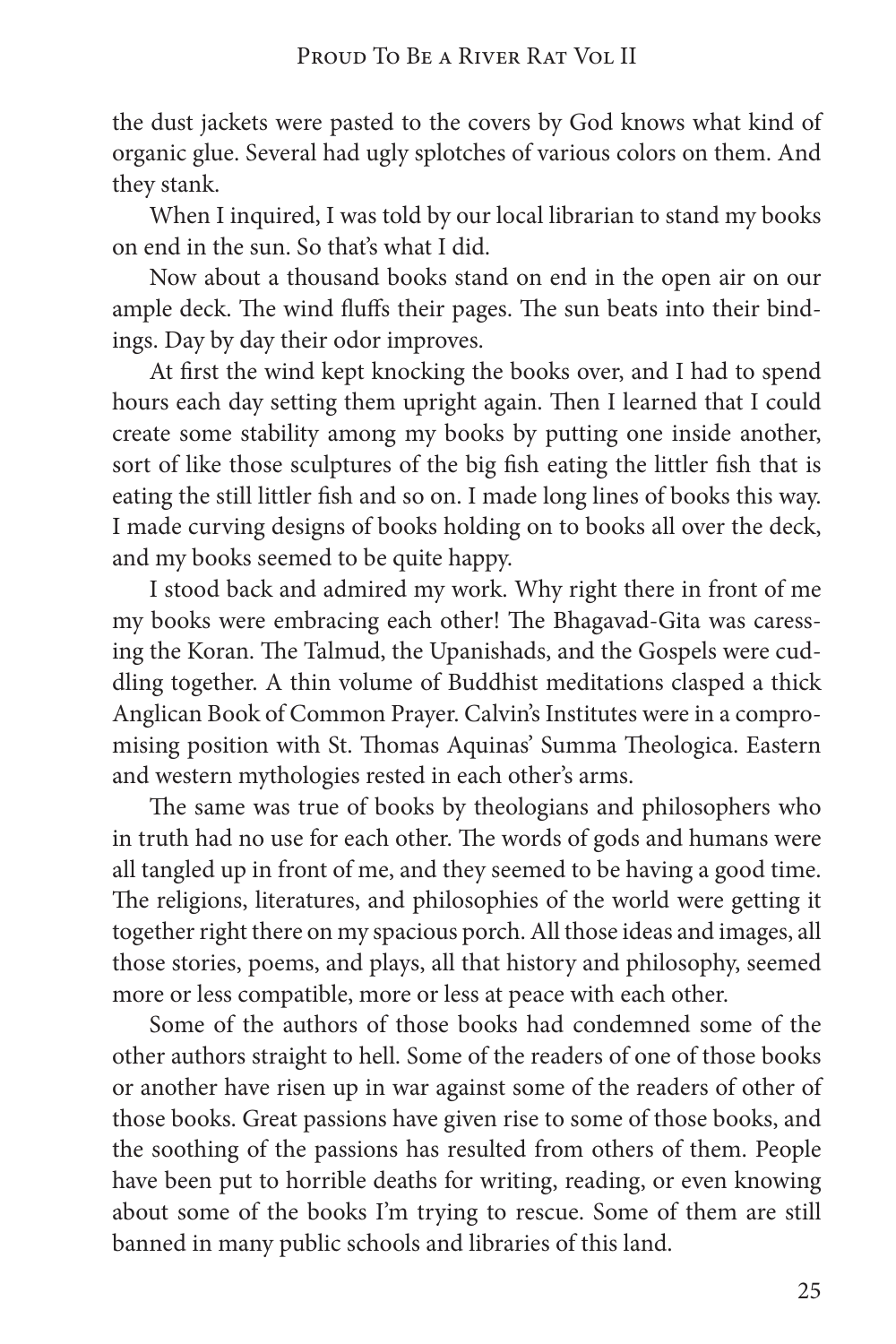the dust jackets were pasted to the covers by God knows what kind of organic glue. Several had ugly splotches of various colors on them. And they stank.

When I inquired, I was told by our local librarian to stand my books on end in the sun. So that's what I did.

Now about a thousand books stand on end in the open air on our ample deck. The wind fluffs their pages. The sun beats into their bindings. Day by day their odor improves.

At first the wind kept knocking the books over, and I had to spend hours each day setting them upright again. Then I learned that I could create some stability among my books by putting one inside another, sort of like those sculptures of the big fish eating the littler fish that is eating the still littler fish and so on. I made long lines of books this way. I made curving designs of books holding on to books all over the deck, and my books seemed to be quite happy.

I stood back and admired my work. Why right there in front of me my books were embracing each other! The Bhagavad-Gita was caressing the Koran. The Talmud, the Upanishads, and the Gospels were cuddling together. A thin volume of Buddhist meditations clasped a thick Anglican Book of Common Prayer. Calvin's Institutes were in a compromising position with St. Thomas Aquinas' Summa Theologica. Eastern and western mythologies rested in each other's arms.

The same was true of books by theologians and philosophers who in truth had no use for each other. The words of gods and humans were all tangled up in front of me, and they seemed to be having a good time. The religions, literatures, and philosophies of the world were getting it together right there on my spacious porch. All those ideas and images, all those stories, poems, and plays, all that history and philosophy, seemed more or less compatible, more or less at peace with each other.

Some of the authors of those books had condemned some of the other authors straight to hell. Some of the readers of one of those books or another have risen up in war against some of the readers of other of those books. Great passions have given rise to some of those books, and the soothing of the passions has resulted from others of them. People have been put to horrible deaths for writing, reading, or even knowing about some of the books I'm trying to rescue. Some of them are still banned in many public schools and libraries of this land.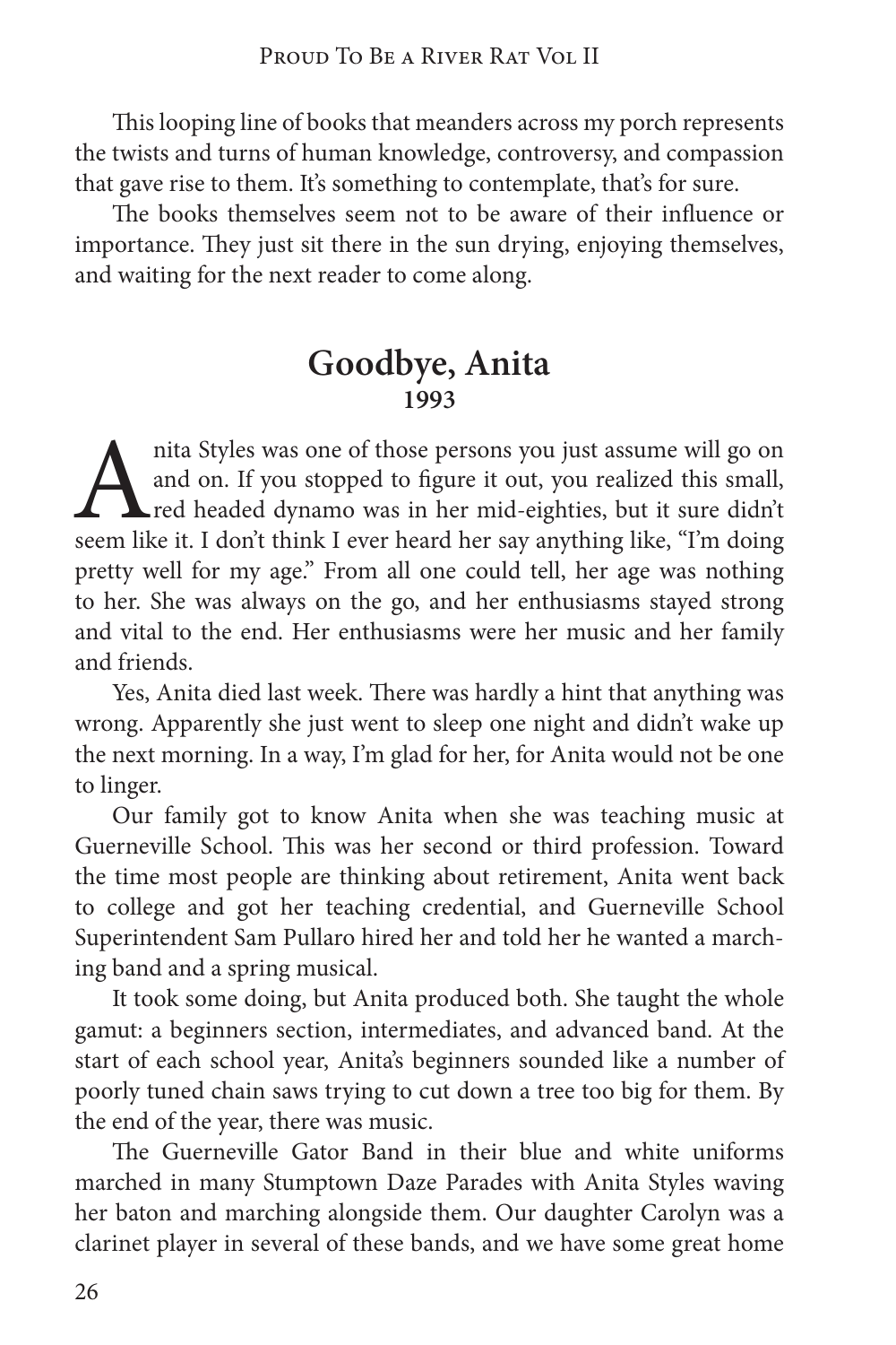This looping line of books that meanders across my porch represents the twists and turns of human knowledge, controversy, and compassion that gave rise to them. It's something to contemplate, that's for sure.

The books themselves seem not to be aware of their influence or importance. They just sit there in the sun drying, enjoying themselves, and waiting for the next reader to come along.

## Goodbye, Anita
### 1993

Anita Styles was one of those persons you just assume will go on and on. If you stopped to figure it out, you realized this small, red headed dynamo was in her mid-eighties, but it sure didn't seem like it. I don't think I ever heard her say anything like, "I'm doing pretty well for my age." From all one could tell, her age was nothing to her. She was always on the go, and her enthusiasms stayed strong and vital to the end. Her enthusiasms were her music and her family and friends.

Yes, Anita died last week. There was hardly a hint that anything was wrong. Apparently she just went to sleep one night and didn't wake up the next morning. In a way, I'm glad for her, for Anita would not be one to linger.

Our family got to know Anita when she was teaching music at Guerneville School. This was her second or third profession. Toward the time most people are thinking about retirement, Anita went back to college and got her teaching credential, and Guerneville School Superintendent Sam Pullaro hired her and told her he wanted a marching band and a spring musical.

It took some doing, but Anita produced both. She taught the whole gamut: a beginners section, intermediates, and advanced band. At the start of each school year, Anita's beginners sounded like a number of poorly tuned chain saws trying to cut down a tree too big for them. By the end of the year, there was music.

The Guerneville Gator Band in their blue and white uniforms marched in many Stumptown Daze Parades with Anita Styles waving her baton and marching alongside them. Our daughter Carolyn was a clarinet player in several of these bands, and we have some great home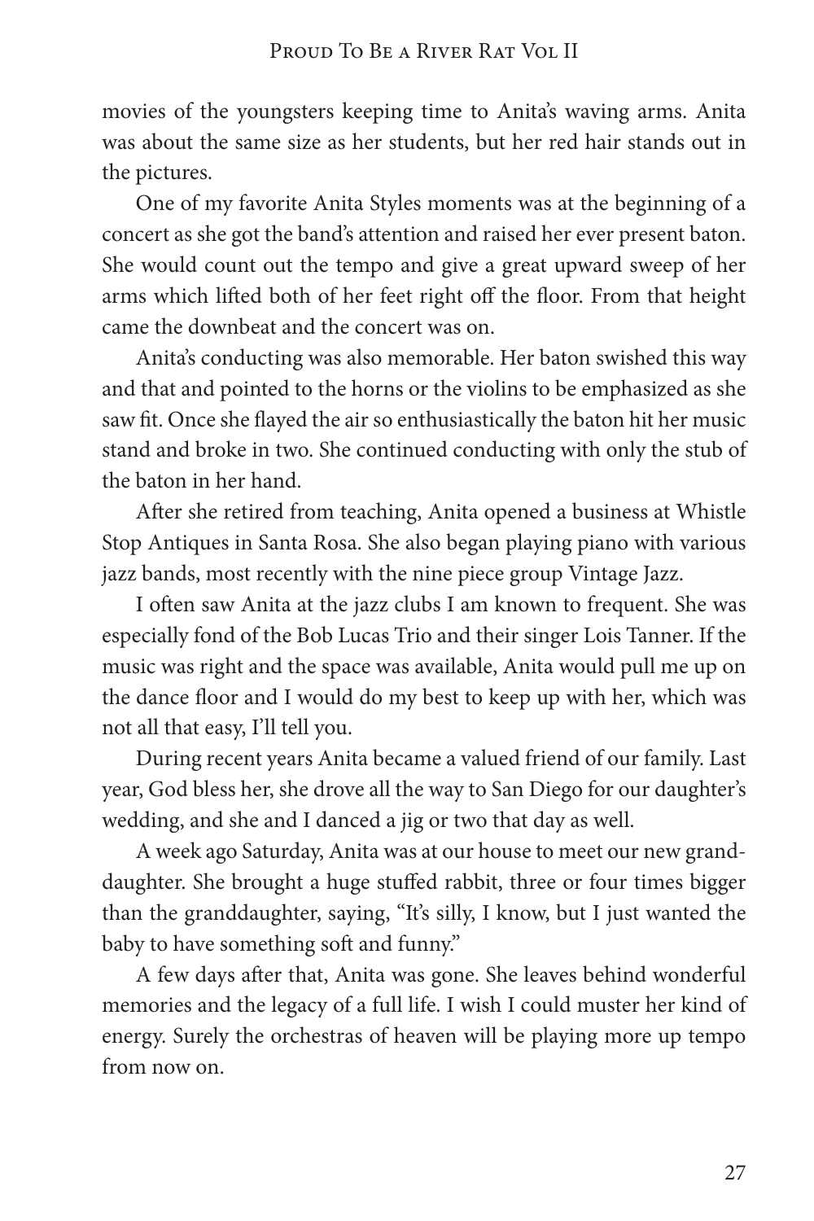movies of the youngsters keeping time to Anita's waving arms. Anita was about the same size as her students, but her red hair stands out in the pictures.

One of my favorite Anita Styles moments was at the beginning of a concert as she got the band's attention and raised her ever present baton. She would count out the tempo and give a great upward sweep of her arms which lifted both of her feet right off the floor. From that height came the downbeat and the concert was on.

Anita's conducting was also memorable. Her baton swished this way and that and pointed to the horns or the violins to be emphasized as she saw fit. Once she flayed the air so enthusiastically the baton hit her music stand and broke in two. She continued conducting with only the stub of the baton in her hand.

After she retired from teaching, Anita opened a business at Whistle Stop Antiques in Santa Rosa. She also began playing piano with various jazz bands, most recently with the nine piece group Vintage Jazz.

I often saw Anita at the jazz clubs I am known to frequent. She was especially fond of the Bob Lucas Trio and their singer Lois Tanner. If the music was right and the space was available, Anita would pull me up on the dance floor and I would do my best to keep up with her, which was not all that easy, I'll tell you.

During recent years Anita became a valued friend of our family. Last year, God bless her, she drove all the way to San Diego for our daughter's wedding, and she and I danced a jig or two that day as well.

A week ago Saturday, Anita was at our house to meet our new granddaughter. She brought a huge stuffed rabbit, three or four times bigger than the granddaughter, saying, "It's silly, I know, but I just wanted the baby to have something soft and funny."

A few days after that, Anita was gone. She leaves behind wonderful memories and the legacy of a full life. I wish I could muster her kind of energy. Surely the orchestras of heaven will be playing more up tempo from now on.